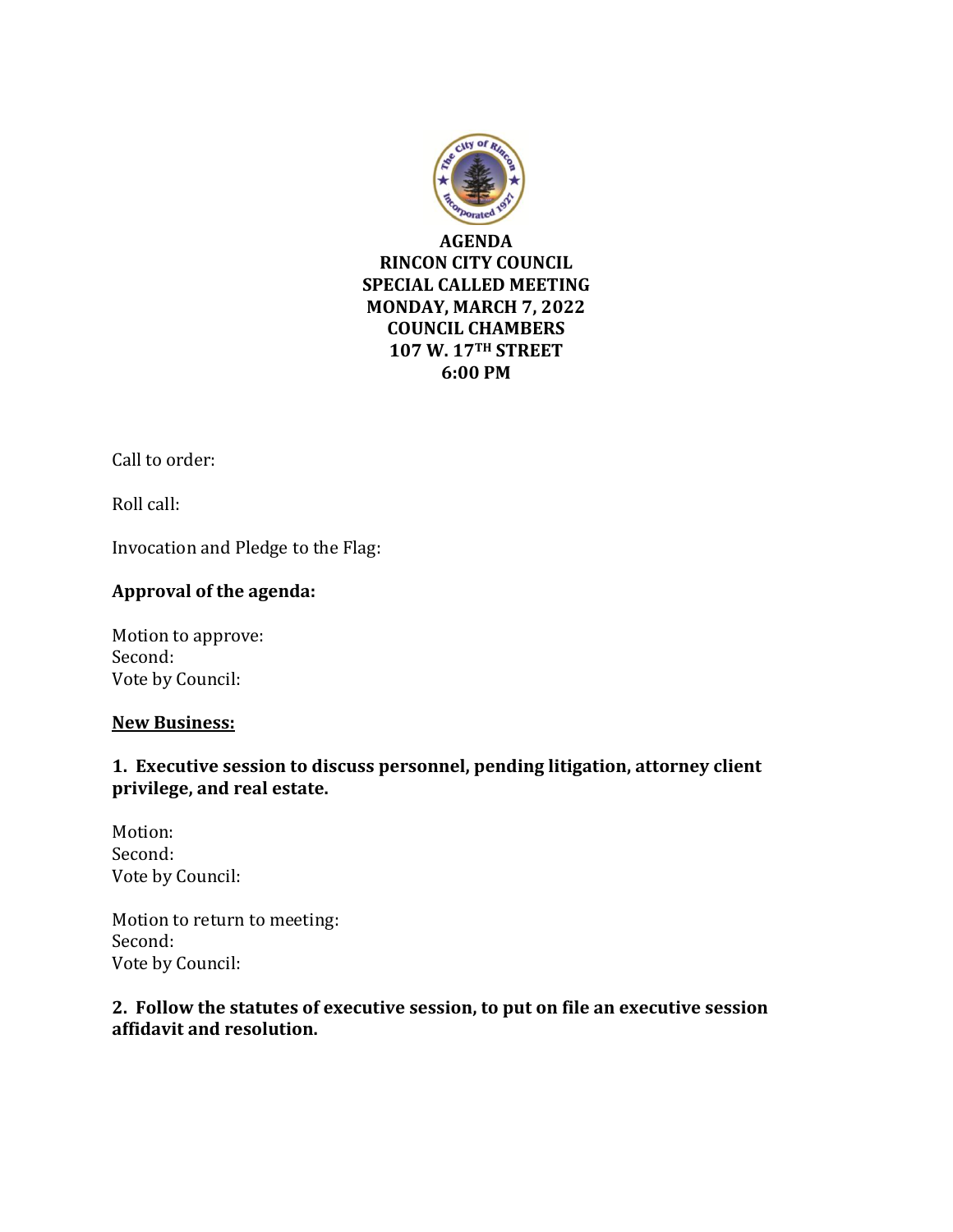**AGENDA**
**RINCON CITY COUNCIL**
**SPECIAL CALLED MEETING**
**MONDAY, MARCH 7, 2022**
**COUNCIL CHAMBERS**
**107 W. 17TH STREET**
**6:00 PM**

Call to order:

Roll call:

Invocation and Pledge to the Flag:

**Approval of the agenda:**

Motion to approve:
Second:
Vote by Council:

**New Business:**

**1. Executive session to discuss personnel, pending litigation, attorney client privilege, and real estate.**

Motion:
Second:
Vote by Council:

Motion to return to meeting:
Second:
Vote by Council:

**2. Follow the statutes of executive session, to put on file an executive session affidavit and resolution.**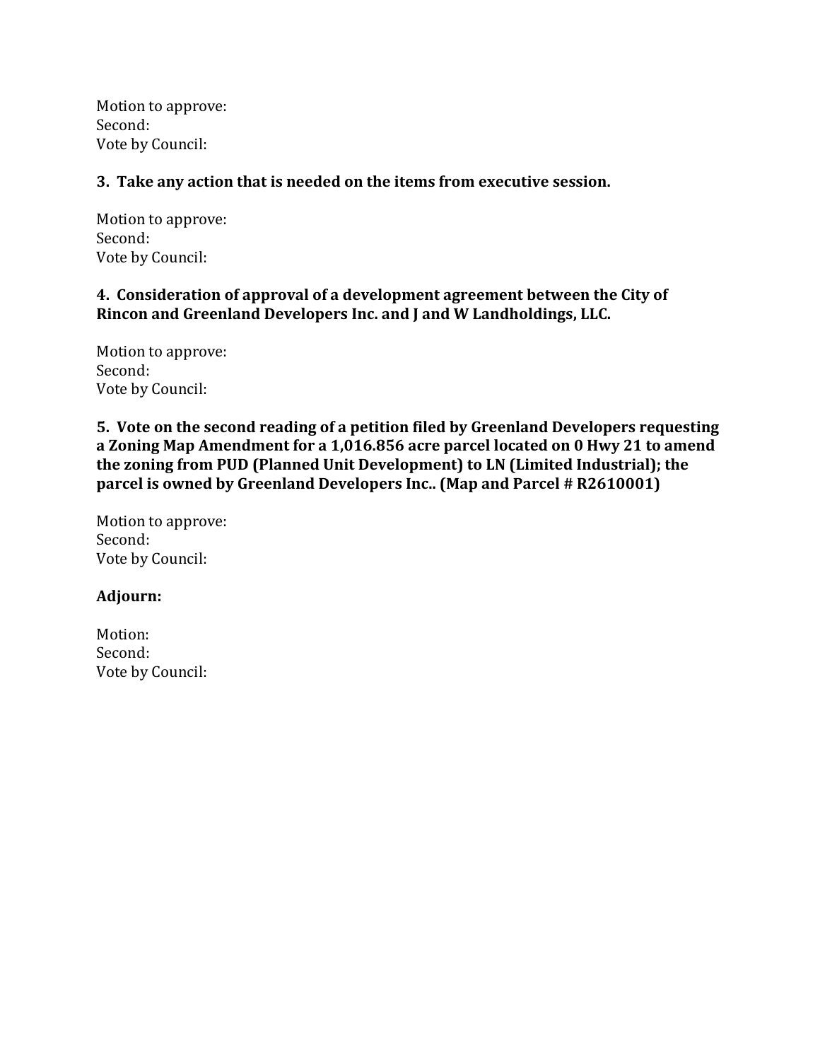Motion to approve:  
Second:  
Vote by Council:

**3. Take any action that is needed on the items from executive session.**

Motion to approve:  
Second:  
Vote by Council:

**4. Consideration of approval of a development agreement between the City of Rincon and Greenland Developers Inc. and J and W Landholdings, LLC.**

Motion to approve:  
Second:  
Vote by Council:

**5. Vote on the second reading of a petition filed by Greenland Developers requesting a Zoning Map Amendment for a 1,016.856 acre parcel located on 0 Hwy 21 to amend the zoning from PUD (Planned Unit Development) to LN (Limited Industrial); the parcel is owned by Greenland Developers Inc.. (Map and Parcel # R2610001)**

Motion to approve:  
Second:  
Vote by Council:

**Adjourn:**

Motion:  
Second:  
Vote by Council: